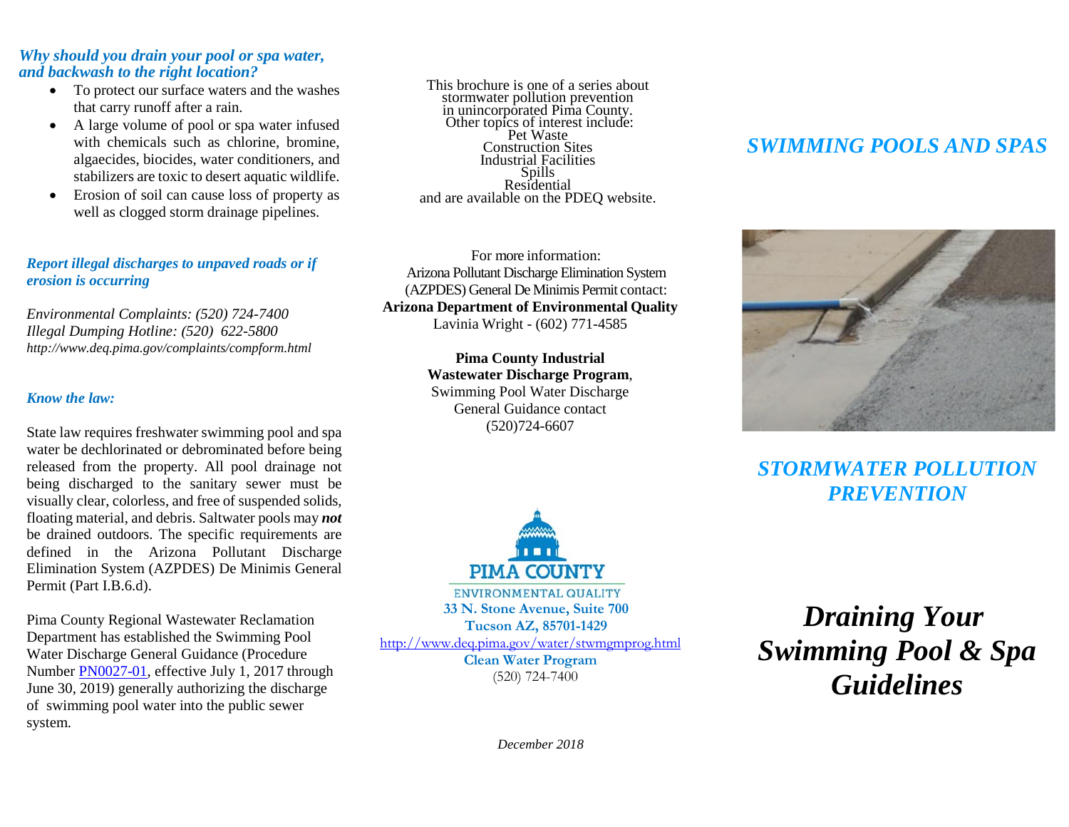### *Why should you drain your pool or spa water, and backwash to the right location?*

- To protect our surface waters and the washes that carry runoff after a rain.
- A large volume of pool or spa water infused with chemicals such as chlorine, bromine, algaecides, biocides, water conditioners, and stabilizers are toxic to desert aquatic wildlife.
- Erosion of soil can cause loss of property as well as clogged storm drainage pipelines.

### *Report illegal discharges to unpaved roads or if erosion is occurring*

*Environmental Complaints: (520) 724-7400*
*Illegal Dumping Hotline: (520) 622-5800*
*http://www.deq.pima.gov/complaints/compform.html*

### *Know the law:*

State law requires freshwater swimming pool and spa water be dechlorinated or debrominated before being released from the property. All pool drainage not being discharged to the sanitary sewer must be visually clear, colorless, and free of suspended solids, floating material, and debris. Saltwater pools may ***not*** be drained outdoors. The specific requirements are defined in the Arizona Pollutant Discharge Elimination System (AZPDES) De Minimis General Permit (Part I.B.6.d).

Pima County Regional Wastewater Reclamation Department has established the Swimming Pool Water Discharge General Guidance (Procedure Number PN0027-01, effective July 1, 2017 through June 30, 2019) generally authorizing the discharge of swimming pool water into the public sewer system.

This brochure is one of a series about stormwater pollution prevention in unincorporated Pima County. Other topics of interest include:
Pet Waste
Construction Sites
Industrial Facilities
Spills
Residential
and are available on the PDEQ website.

For more information:
Arizona Pollutant Discharge Elimination System (AZPDES) General De Minimis Permit contact:
**Arizona Department of Environmental Quality**
Lavinia Wright - (602) 771-4585

**Pima County Industrial Wastewater Discharge Program**,
Swimming Pool Water Discharge General Guidance contact
(520)724-6607

PIMA COUNTY
ENVIRONMENTAL QUALITY
**33 N. Stone Avenue, Suite 700**
**Tucson AZ, 85701-1429**
http://www.deq.pima.gov/water/stwmgmprog.html
**Clean Water Program**
(520) 724-7400

*December 2018*

## *SWIMMING POOLS AND SPAS*

## *STORMWATER POLLUTION PREVENTION*

# *Draining Your Swimming Pool & Spa Guidelines*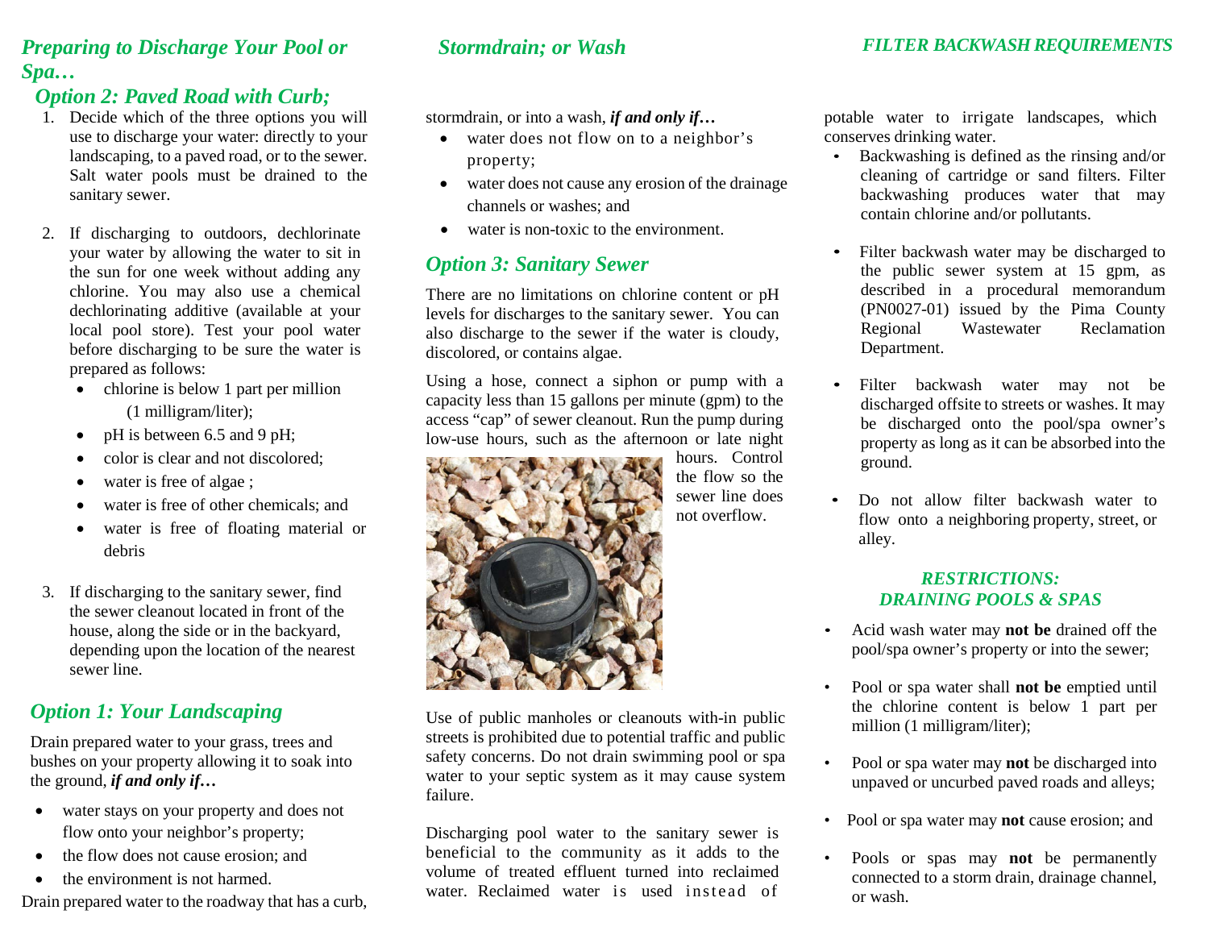## *Preparing to Discharge Your Pool or Spa…*

### *Option 2: Paved Road with Curb; Stormdrain; or Wash*

1. Decide which of the three options you will use to discharge your water: directly to your landscaping, to a paved road, or to the sewer. Salt water pools must be drained to the sanitary sewer.

2. If discharging to outdoors, dechlorinate your water by allowing the water to sit in the sun for one week without adding any chlorine. You may also use a chemical dechlorinating additive (available at your local pool store). Test your pool water before discharging to be sure the water is prepared as follows:
   - chlorine is below 1 part per million (1 milligram/liter);
   - pH is between 6.5 and 9 pH;
   - color is clear and not discolored;
   - water is free of algae ;
   - water is free of other chemicals; and
   - water is free of floating material or debris

3. If discharging to the sanitary sewer, find the sewer cleanout located in front of the house, along the side or in the backyard, depending upon the location of the nearest sewer line.

## *Option 1: Your Landscaping*

Drain prepared water to your grass, trees and bushes on your property allowing it to soak into the ground, ***if and only if…***

- water stays on your property and does not flow onto your neighbor's property;
- the flow does not cause erosion; and
- the environment is not harmed.

Drain prepared water to the roadway that has a curb, stormdrain, or into a wash, ***if and only if…***

- water does not flow on to a neighbor's property;
- water does not cause any erosion of the drainage channels or washes; and
- water is non-toxic to the environment.

## *Option 3: Sanitary Sewer*

There are no limitations on chlorine content or pH levels for discharges to the sanitary sewer. You can also discharge to the sewer if the water is cloudy, discolored, or contains algae.

Using a hose, connect a siphon or pump with a capacity less than 15 gallons per minute (gpm) to the access "cap" of sewer cleanout. Run the pump during low-use hours, such as the afternoon or late night hours. Control the flow so the sewer line does not overflow.

Use of public manholes or cleanouts with-in public streets is prohibited due to potential traffic and public safety concerns. Do not drain swimming pool or spa water to your septic system as it may cause system failure.

Discharging pool water to the sanitary sewer is beneficial to the community as it adds to the volume of treated effluent turned into reclaimed water. Reclaimed water is used instead of potable water to irrigate landscapes, which conserves drinking water.

## *FILTER BACKWASH REQUIREMENTS*

- Backwashing is defined as the rinsing and/or cleaning of cartridge or sand filters. Filter backwashing produces water that may contain chlorine and/or pollutants.
- Filter backwash water may be discharged to the public sewer system at 15 gpm, as described in a procedural memorandum (PN0027-01) issued by the Pima County Regional Wastewater Reclamation Department.
- Filter backwash water may not be discharged offsite to streets or washes. It may be discharged onto the pool/spa owner's property as long as it can be absorbed into the ground.
- Do not allow filter backwash water to flow onto a neighboring property, street, or alley.

## *RESTRICTIONS: DRAINING POOLS & SPAS*

- Acid wash water may **not be** drained off the pool/spa owner's property or into the sewer;
- Pool or spa water shall **not be** emptied until the chlorine content is below 1 part per million (1 milligram/liter);
- Pool or spa water may **not** be discharged into unpaved or uncurbed paved roads and alleys;
- Pool or spa water may **not** cause erosion; and
- Pools or spas may **not** be permanently connected to a storm drain, drainage channel, or wash.